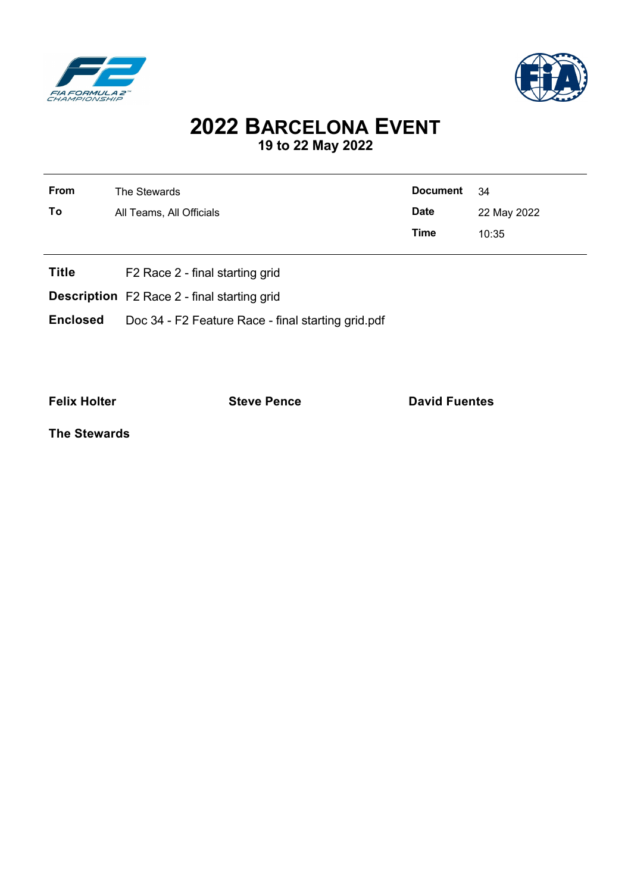# 2022 BARCELONA EVENT

## 19 to 22 May 2022

| | | | |
|---|---|---|---|
| **From** | The Stewards | **Document** | 34 |
| **To** | All Teams, All Officials | **Date** | 22 May 2022 |
| | | **Time** | 10:35 |

**Title** F2 Race 2 - final starting grid

**Description** F2 Race 2 - final starting grid

**Enclosed** Doc 34 - F2 Feature Race - final starting grid.pdf

**Felix Holter** **Steve Pence** **David Fuentes**

**The Stewards**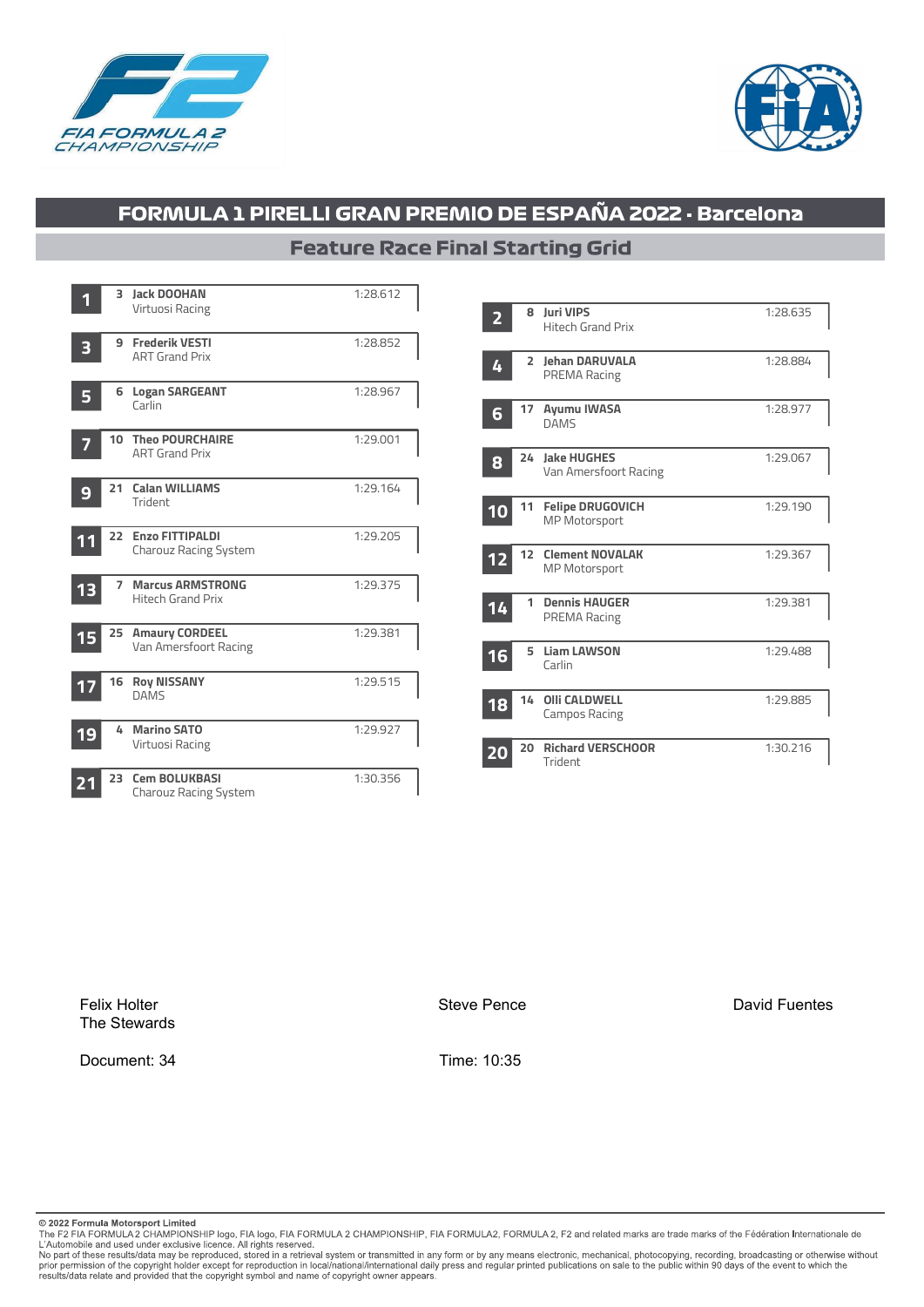# FORMULA 1 PIRELLI GRAN PREMIO DE ESPAÑA 2022 - Barcelona

## Feature Race Final Starting Grid

| Pos | No | Driver | Team | Time |
|---|---|---|---|---|
| 1 | 3 | Jack DOOHAN | Virtuosi Racing | 1:28.612 |
| 2 | 8 | Juri VIPS | Hitech Grand Prix | 1:28.635 |
| 3 | 9 | Frederik VESTI | ART Grand Prix | 1:28.852 |
| 4 | 2 | Jehan DARUVALA | PREMA Racing | 1:28.884 |
| 5 | 6 | Logan SARGEANT | Carlin | 1:28.967 |
| 6 | 17 | Ayumu IWASA | DAMS | 1:28.977 |
| 7 | 10 | Theo POURCHAIRE | ART Grand Prix | 1:29.001 |
| 8 | 24 | Jake HUGHES | Van Amersfoort Racing | 1:29.067 |
| 9 | 21 | Calan WILLIAMS | Trident | 1:29.164 |
| 10 | 11 | Felipe DRUGOVICH | MP Motorsport | 1:29.190 |
| 11 | 22 | Enzo FITTIPALDI | Charouz Racing System | 1:29.205 |
| 12 | 12 | Clement NOVALAK | MP Motorsport | 1:29.367 |
| 13 | 7 | Marcus ARMSTRONG | Hitech Grand Prix | 1:29.375 |
| 14 | 1 | Dennis HAUGER | PREMA Racing | 1:29.381 |
| 15 | 25 | Amaury CORDEEL | Van Amersfoort Racing | 1:29.381 |
| 16 | 5 | Liam LAWSON | Carlin | 1:29.488 |
| 17 | 16 | Roy NISSANY | DAMS | 1:29.515 |
| 18 | 14 | Olli CALDWELL | Campos Racing | 1:29.885 |
| 19 | 4 | Marino SATO | Virtuosi Racing | 1:29.927 |
| 20 | 20 | Richard VERSCHOOR | Trident | 1:30.216 |
| 21 | 23 | Cem BOLUKBASI | Charouz Racing System | 1:30.356 |

Felix Holter — Steve Pence — David Fuentes

The Stewards

Document: 34

Time: 10:35

© 2022 Formula Motorsport Limited
The F2 FIA FORMULA 2 CHAMPIONSHIP logo, FIA logo, FIA FORMULA 2 CHAMPIONSHIP, FIA FORMULA2, FORMULA 2, F2 and related marks are trade marks of the Fédération Internationale de L'Automobile and used under exclusive licence. All rights reserved.
No part of these results/data may be reproduced, stored in a retrieval system or transmitted in any form or by any means electronic, mechanical, photocopying, recording, broadcasting or otherwise without prior permission of the copyright holder except for reproduction in local/national/international daily press and regular printed publications on sale to the public within 90 days of the event to which the results/data relate and provided that the copyright symbol and name of copyright owner appears.